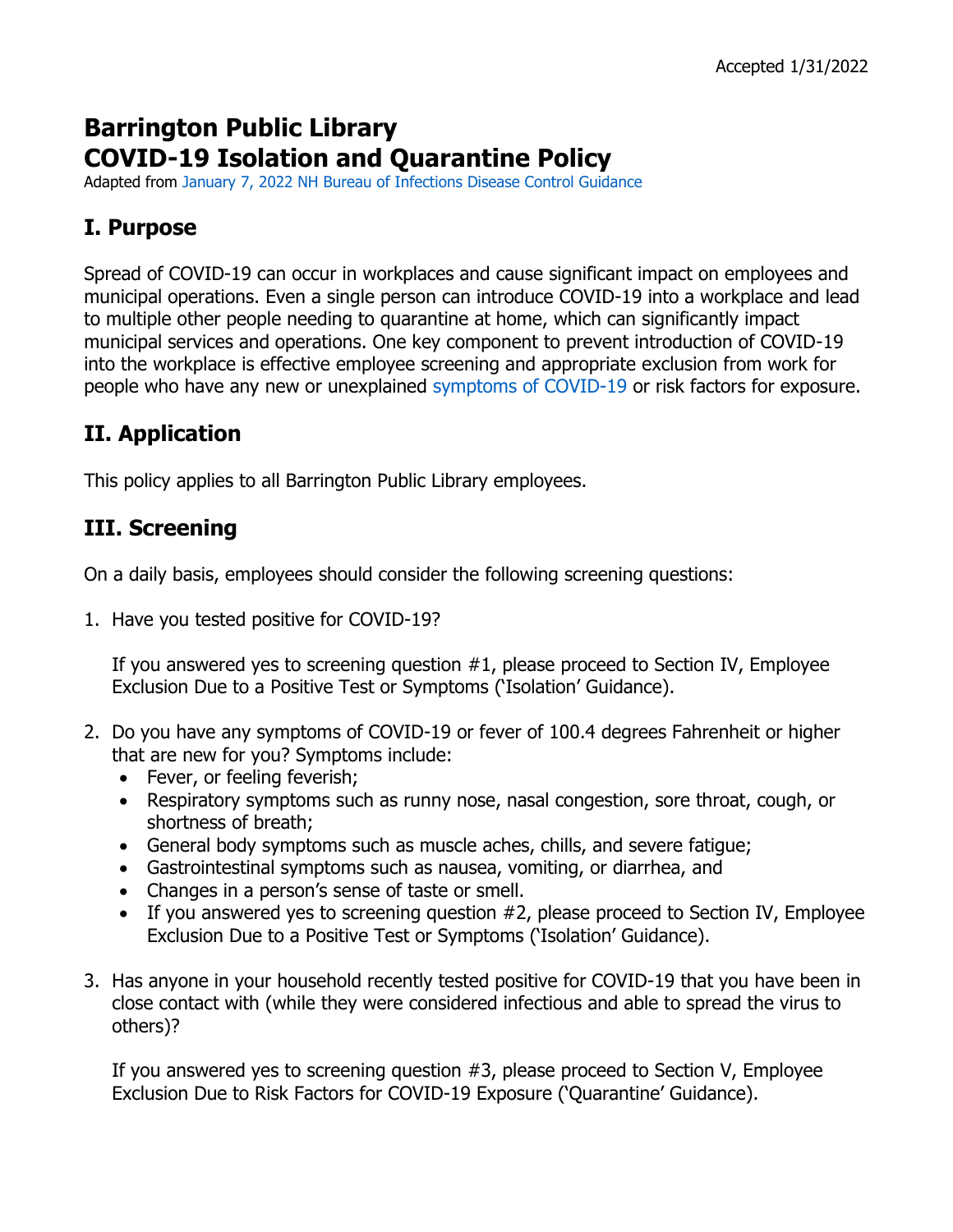Accepted 1/31/2022

# Barrington Public Library
# COVID-19 Isolation and Quarantine Policy

Adapted from January 7, 2022 NH Bureau of Infections Disease Control Guidance

## I. Purpose

Spread of COVID-19 can occur in workplaces and cause significant impact on employees and municipal operations. Even a single person can introduce COVID-19 into a workplace and lead to multiple other people needing to quarantine at home, which can significantly impact municipal services and operations. One key component to prevent introduction of COVID-19 into the workplace is effective employee screening and appropriate exclusion from work for people who have any new or unexplained symptoms of COVID-19 or risk factors for exposure.

## II. Application

This policy applies to all Barrington Public Library employees.

## III. Screening

On a daily basis, employees should consider the following screening questions:

1. Have you tested positive for COVID-19?

   If you answered yes to screening question #1, please proceed to Section IV, Employee Exclusion Due to a Positive Test or Symptoms ('Isolation' Guidance).

2. Do you have any symptoms of COVID-19 or fever of 100.4 degrees Fahrenheit or higher that are new for you? Symptoms include:
   - Fever, or feeling feverish;
   - Respiratory symptoms such as runny nose, nasal congestion, sore throat, cough, or shortness of breath;
   - General body symptoms such as muscle aches, chills, and severe fatigue;
   - Gastrointestinal symptoms such as nausea, vomiting, or diarrhea, and
   - Changes in a person's sense of taste or smell.
   - If you answered yes to screening question #2, please proceed to Section IV, Employee Exclusion Due to a Positive Test or Symptoms ('Isolation' Guidance).

3. Has anyone in your household recently tested positive for COVID-19 that you have been in close contact with (while they were considered infectious and able to spread the virus to others)?

   If you answered yes to screening question #3, please proceed to Section V, Employee Exclusion Due to Risk Factors for COVID-19 Exposure ('Quarantine' Guidance).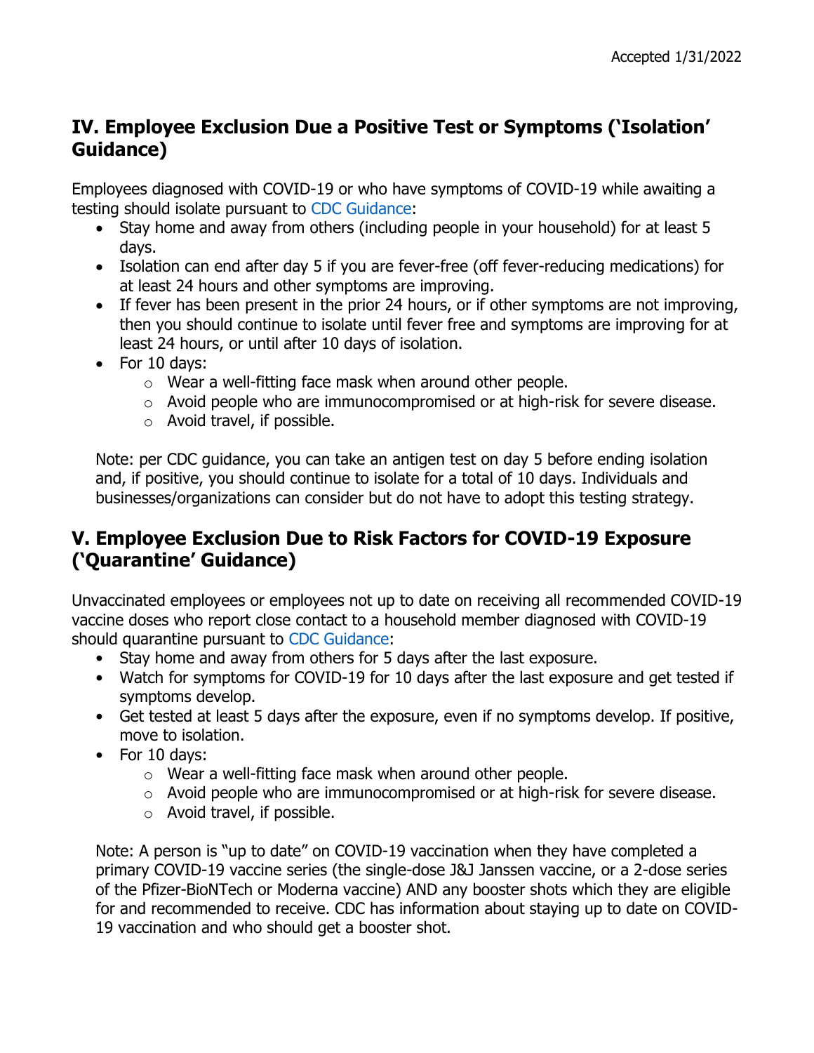Accepted 1/31/2022

## IV. Employee Exclusion Due a Positive Test or Symptoms ('Isolation' Guidance)

Employees diagnosed with COVID-19 or who have symptoms of COVID-19 while awaiting a testing should isolate pursuant to CDC Guidance:

- Stay home and away from others (including people in your household) for at least 5 days.
- Isolation can end after day 5 if you are fever-free (off fever-reducing medications) for at least 24 hours and other symptoms are improving.
- If fever has been present in the prior 24 hours, or if other symptoms are not improving, then you should continue to isolate until fever free and symptoms are improving for at least 24 hours, or until after 10 days of isolation.
- For 10 days:
  - Wear a well-fitting face mask when around other people.
  - Avoid people who are immunocompromised or at high-risk for severe disease.
  - Avoid travel, if possible.

Note: per CDC guidance, you can take an antigen test on day 5 before ending isolation and, if positive, you should continue to isolate for a total of 10 days. Individuals and businesses/organizations can consider but do not have to adopt this testing strategy.

## V. Employee Exclusion Due to Risk Factors for COVID-19 Exposure ('Quarantine' Guidance)

Unvaccinated employees or employees not up to date on receiving all recommended COVID-19 vaccine doses who report close contact to a household member diagnosed with COVID-19 should quarantine pursuant to CDC Guidance:

- Stay home and away from others for 5 days after the last exposure.
- Watch for symptoms for COVID-19 for 10 days after the last exposure and get tested if symptoms develop.
- Get tested at least 5 days after the exposure, even if no symptoms develop. If positive, move to isolation.
- For 10 days:
  - Wear a well-fitting face mask when around other people.
  - Avoid people who are immunocompromised or at high-risk for severe disease.
  - Avoid travel, if possible.

Note: A person is "up to date" on COVID-19 vaccination when they have completed a primary COVID-19 vaccine series (the single-dose J&J Janssen vaccine, or a 2-dose series of the Pfizer-BioNTech or Moderna vaccine) AND any booster shots which they are eligible for and recommended to receive. CDC has information about staying up to date on COVID-19 vaccination and who should get a booster shot.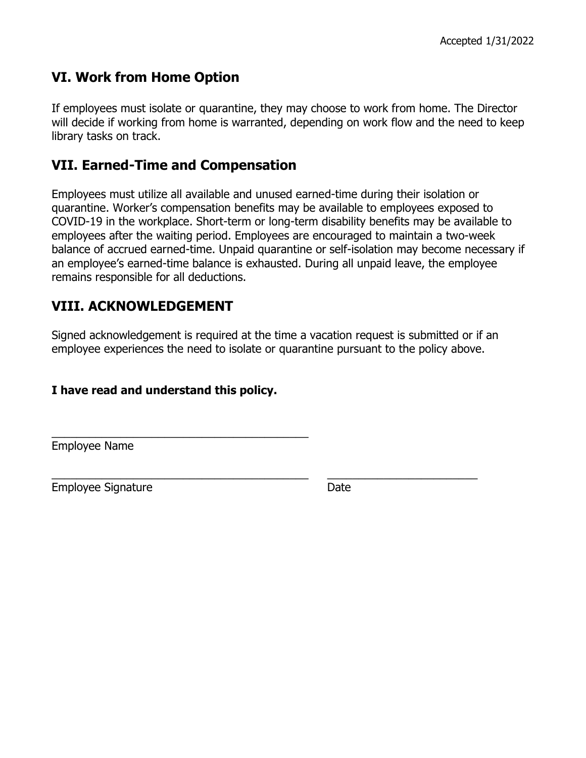Accepted 1/31/2022

## VI. Work from Home Option

If employees must isolate or quarantine, they may choose to work from home. The Director will decide if working from home is warranted, depending on work flow and the need to keep library tasks on track.

## VII. Earned-Time and Compensation

Employees must utilize all available and unused earned-time during their isolation or quarantine. Worker's compensation benefits may be available to employees exposed to COVID-19 in the workplace. Short-term or long-term disability benefits may be available to employees after the waiting period. Employees are encouraged to maintain a two-week balance of accrued earned-time. Unpaid quarantine or self-isolation may become necessary if an employee's earned-time balance is exhausted. During all unpaid leave, the employee remains responsible for all deductions.

## VIII. ACKNOWLEDGEMENT

Signed acknowledgement is required at the time a vacation request is submitted or if an employee experiences the need to isolate or quarantine pursuant to the policy above.

**I have read and understand this policy.**

\_\_\_\_\_\_\_\_\_\_\_\_\_\_\_\_\_\_\_\_\_\_\_\_\_\_\_\_\_\_\_\_\_\_\_\_\_\_\_\_
Employee Name

\_\_\_\_\_\_\_\_\_\_\_\_\_\_\_\_\_\_\_\_\_\_\_\_\_\_\_\_\_\_\_\_\_\_\_\_\_\_\_\_ \_\_\_\_\_\_\_\_\_\_\_\_\_\_\_\_\_\_\_\_\_\_\_\_
Employee Signature Date